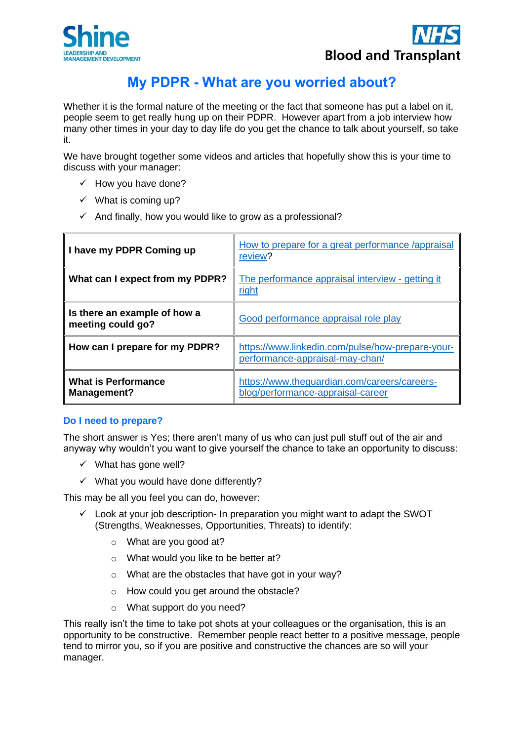# My PDPR - What are you worried about?

Whether it is the formal nature of the meeting or the fact that someone has put a label on it, people seem to get really hung up on their PDPR. However apart from a job interview how many other times in your day to day life do you get the chance to talk about yourself, so take it.

We have brought together some videos and articles that hopefully show this is your time to discuss with your manager:

- ✓ How you have done?
- ✓ What is coming up?
- ✓ And finally, how you would like to grow as a professional?

| | |
|---|---|
| **I have my PDPR Coming up** | How to prepare for a great performance /appraisal review? |
| **What can I expect from my PDPR?** | The performance appraisal interview - getting it right |
| **Is there an example of how a meeting could go?** | Good performance appraisal role play |
| **How can I prepare for my PDPR?** | https://www.linkedin.com/pulse/how-prepare-your-performance-appraisal-may-chan/ |
| **What is Performance Management?** | https://www.theguardian.com/careers/careers-blog/performance-appraisal-career |

### Do I need to prepare?

The short answer is Yes; there aren't many of us who can just pull stuff out of the air and anyway why wouldn't you want to give yourself the chance to take an opportunity to discuss:

- ✓ What has gone well?
- ✓ What you would have done differently?

This may be all you feel you can do, however:

- ✓ Look at your job description- In preparation you might want to adapt the SWOT (Strengths, Weaknesses, Opportunities, Threats) to identify:
  - What are you good at?
  - What would you like to be better at?
  - What are the obstacles that have got in your way?
  - How could you get around the obstacle?
  - What support do you need?

This really isn't the time to take pot shots at your colleagues or the organisation, this is an opportunity to be constructive. Remember people react better to a positive message, people tend to mirror you, so if you are positive and constructive the chances are so will your manager.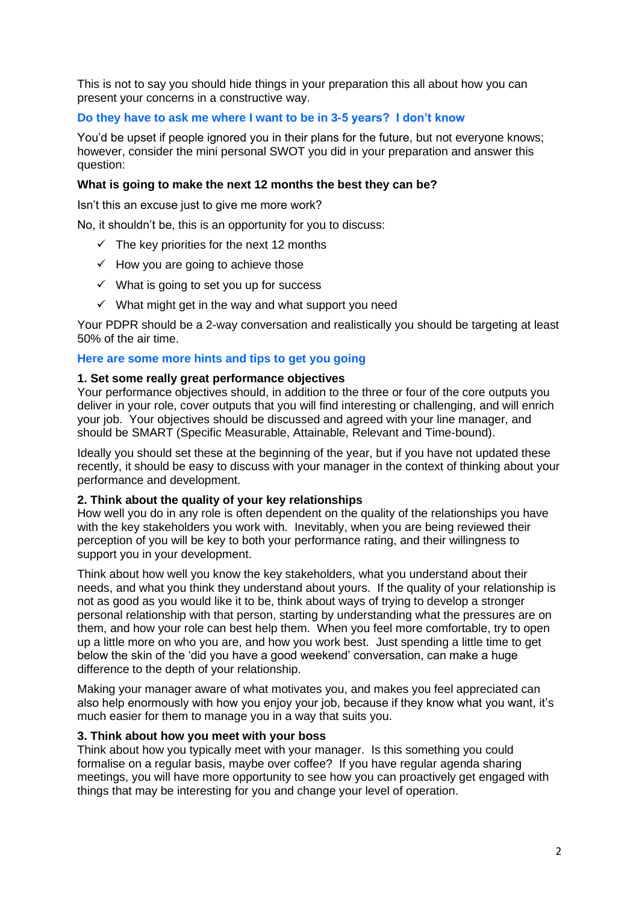This is not to say you should hide things in your preparation this all about how you can present your concerns in a constructive way.

### Do they have to ask me where I want to be in 3-5 years? I don't know

You'd be upset if people ignored you in their plans for the future, but not everyone knows; however, consider the mini personal SWOT you did in your preparation and answer this question:

**What is going to make the next 12 months the best they can be?**

Isn't this an excuse just to give me more work?

No, it shouldn't be, this is an opportunity for you to discuss:

- ✓ The key priorities for the next 12 months
- ✓ How you are going to achieve those
- ✓ What is going to set you up for success
- ✓ What might get in the way and what support you need

Your PDPR should be a 2-way conversation and realistically you should be targeting at least 50% of the air time.

### Here are some more hints and tips to get you going

**1. Set some really great performance objectives**
Your performance objectives should, in addition to the three or four of the core outputs you deliver in your role, cover outputs that you will find interesting or challenging, and will enrich your job. Your objectives should be discussed and agreed with your line manager, and should be SMART (Specific Measurable, Attainable, Relevant and Time-bound).

Ideally you should set these at the beginning of the year, but if you have not updated these recently, it should be easy to discuss with your manager in the context of thinking about your performance and development.

**2. Think about the quality of your key relationships**
How well you do in any role is often dependent on the quality of the relationships you have with the key stakeholders you work with. Inevitably, when you are being reviewed their perception of you will be key to both your performance rating, and their willingness to support you in your development.

Think about how well you know the key stakeholders, what you understand about their needs, and what you think they understand about yours. If the quality of your relationship is not as good as you would like it to be, think about ways of trying to develop a stronger personal relationship with that person, starting by understanding what the pressures are on them, and how your role can best help them. When you feel more comfortable, try to open up a little more on who you are, and how you work best. Just spending a little time to get below the skin of the 'did you have a good weekend' conversation, can make a huge difference to the depth of your relationship.

Making your manager aware of what motivates you, and makes you feel appreciated can also help enormously with how you enjoy your job, because if they know what you want, it's much easier for them to manage you in a way that suits you.

**3. Think about how you meet with your boss**
Think about how you typically meet with your manager. Is this something you could formalise on a regular basis, maybe over coffee? If you have regular agenda sharing meetings, you will have more opportunity to see how you can proactively get engaged with things that may be interesting for you and change your level of operation.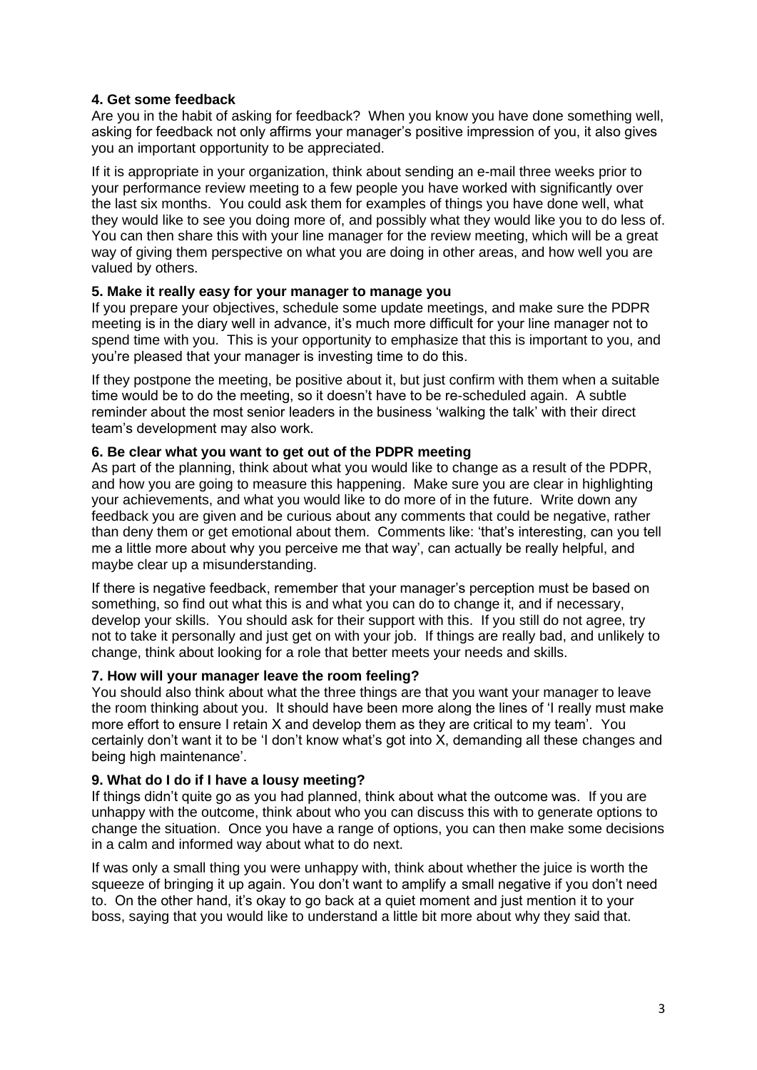**4. Get some feedback**

Are you in the habit of asking for feedback? When you know you have done something well, asking for feedback not only affirms your manager's positive impression of you, it also gives you an important opportunity to be appreciated.

If it is appropriate in your organization, think about sending an e-mail three weeks prior to your performance review meeting to a few people you have worked with significantly over the last six months. You could ask them for examples of things you have done well, what they would like to see you doing more of, and possibly what they would like you to do less of. You can then share this with your line manager for the review meeting, which will be a great way of giving them perspective on what you are doing in other areas, and how well you are valued by others.

**5. Make it really easy for your manager to manage you**

If you prepare your objectives, schedule some update meetings, and make sure the PDPR meeting is in the diary well in advance, it's much more difficult for your line manager not to spend time with you. This is your opportunity to emphasize that this is important to you, and you're pleased that your manager is investing time to do this.

If they postpone the meeting, be positive about it, but just confirm with them when a suitable time would be to do the meeting, so it doesn't have to be re-scheduled again. A subtle reminder about the most senior leaders in the business 'walking the talk' with their direct team's development may also work.

**6. Be clear what you want to get out of the PDPR meeting**

As part of the planning, think about what you would like to change as a result of the PDPR, and how you are going to measure this happening. Make sure you are clear in highlighting your achievements, and what you would like to do more of in the future. Write down any feedback you are given and be curious about any comments that could be negative, rather than deny them or get emotional about them. Comments like: 'that's interesting, can you tell me a little more about why you perceive me that way', can actually be really helpful, and maybe clear up a misunderstanding.

If there is negative feedback, remember that your manager's perception must be based on something, so find out what this is and what you can do to change it, and if necessary, develop your skills. You should ask for their support with this. If you still do not agree, try not to take it personally and just get on with your job. If things are really bad, and unlikely to change, think about looking for a role that better meets your needs and skills.

**7. How will your manager leave the room feeling?**

You should also think about what the three things are that you want your manager to leave the room thinking about you. It should have been more along the lines of 'I really must make more effort to ensure I retain X and develop them as they are critical to my team'. You certainly don't want it to be 'I don't know what's got into X, demanding all these changes and being high maintenance'.

**9. What do I do if I have a lousy meeting?**

If things didn't quite go as you had planned, think about what the outcome was. If you are unhappy with the outcome, think about who you can discuss this with to generate options to change the situation. Once you have a range of options, you can then make some decisions in a calm and informed way about what to do next.

If was only a small thing you were unhappy with, think about whether the juice is worth the squeeze of bringing it up again. You don't want to amplify a small negative if you don't need to. On the other hand, it's okay to go back at a quiet moment and just mention it to your boss, saying that you would like to understand a little bit more about why they said that.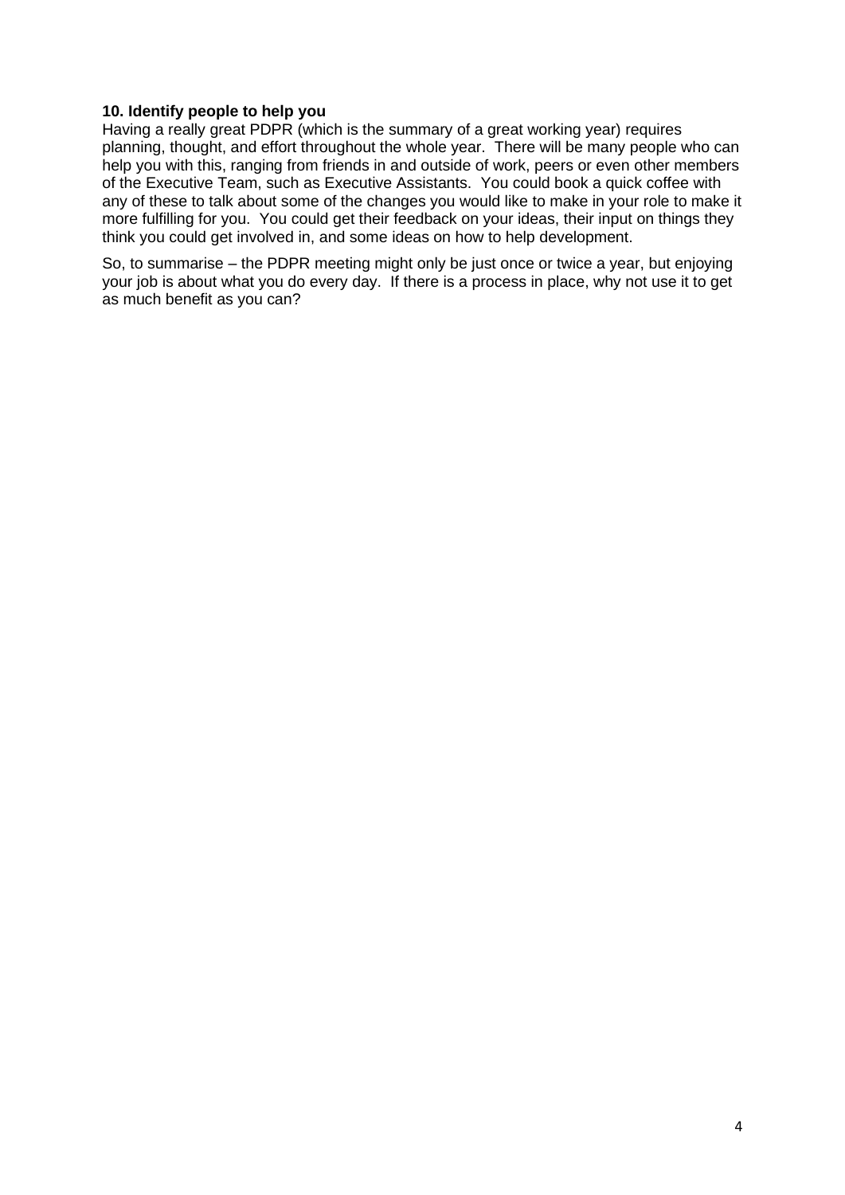**10. Identify people to help you**

Having a really great PDPR (which is the summary of a great working year) requires planning, thought, and effort throughout the whole year. There will be many people who can help you with this, ranging from friends in and outside of work, peers or even other members of the Executive Team, such as Executive Assistants. You could book a quick coffee with any of these to talk about some of the changes you would like to make in your role to make it more fulfilling for you. You could get their feedback on your ideas, their input on things they think you could get involved in, and some ideas on how to help development.

So, to summarise – the PDPR meeting might only be just once or twice a year, but enjoying your job is about what you do every day. If there is a process in place, why not use it to get as much benefit as you can?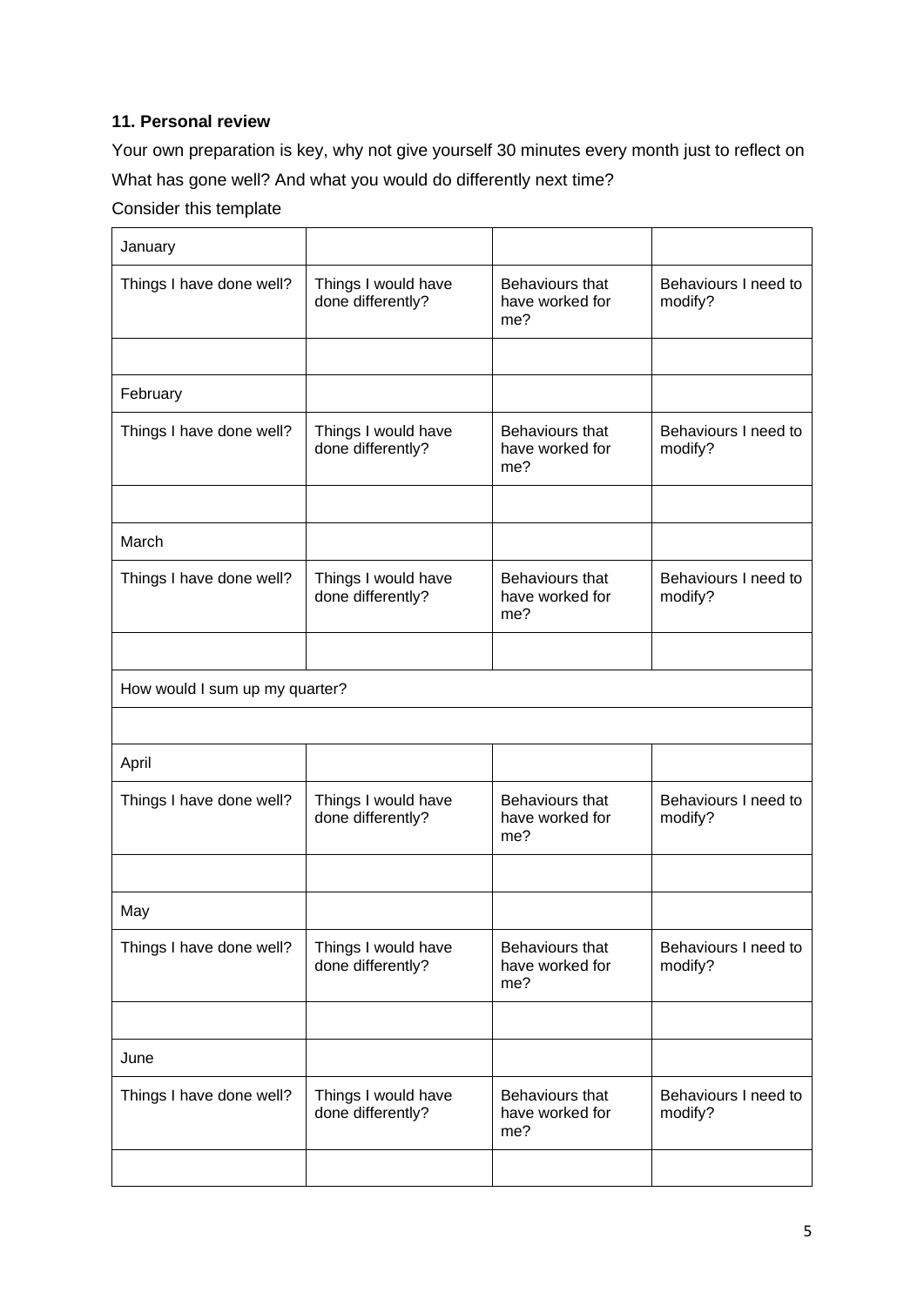**11. Personal review**

Your own preparation is key, why not give yourself 30 minutes every month just to reflect on What has gone well? And what you would do differently next time?

Consider this template

| January | | | |
|---|---|---|---|
| Things I have done well? | Things I would have done differently? | Behaviours that have worked for me? | Behaviours I need to modify? |
| | | | |
| February | | | |
| Things I have done well? | Things I would have done differently? | Behaviours that have worked for me? | Behaviours I need to modify? |
| | | | |
| March | | | |
| Things I have done well? | Things I would have done differently? | Behaviours that have worked for me? | Behaviours I need to modify? |
| | | | |
| How would I sum up my quarter? | | | |
| | | | |
| April | | | |
| Things I have done well? | Things I would have done differently? | Behaviours that have worked for me? | Behaviours I need to modify? |
| | | | |
| May | | | |
| Things I have done well? | Things I would have done differently? | Behaviours that have worked for me? | Behaviours I need to modify? |
| | | | |
| June | | | |
| Things I have done well? | Things I would have done differently? | Behaviours that have worked for me? | Behaviours I need to modify? |
| | | | |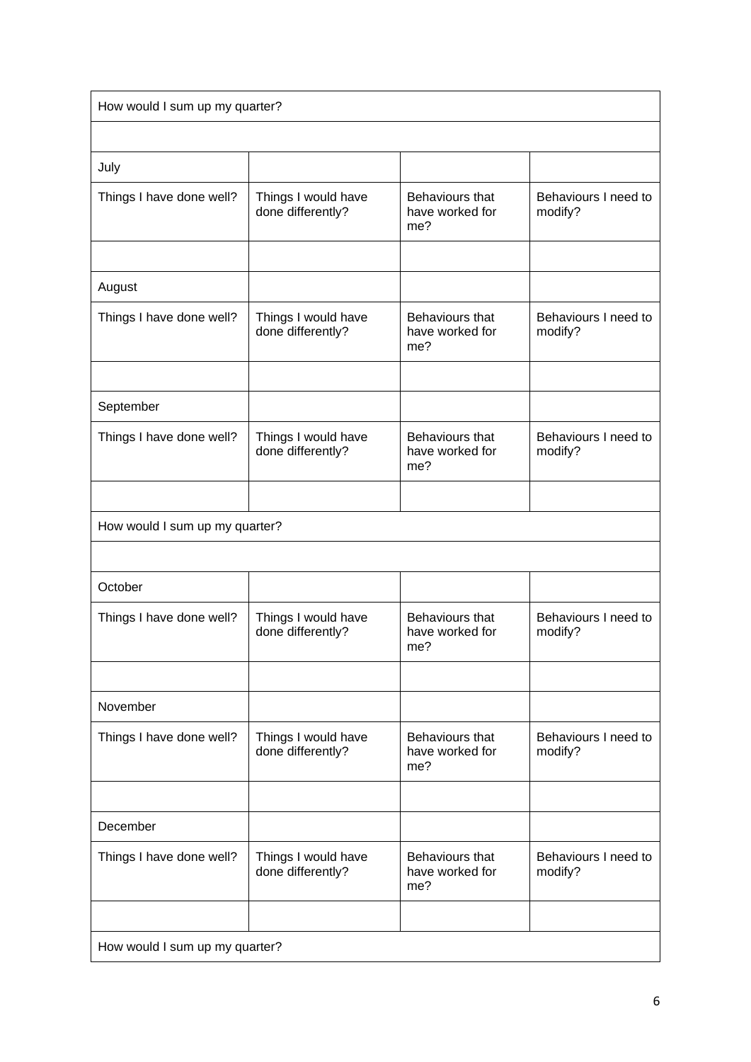| How would I sum up my quarter? | | | |
|---|---|---|---|
| | | | |
| July | | | |
| Things I have done well? | Things I would have done differently? | Behaviours that have worked for me? | Behaviours I need to modify? |
| | | | |
| August | | | |
| Things I have done well? | Things I would have done differently? | Behaviours that have worked for me? | Behaviours I need to modify? |
| | | | |
| September | | | |
| Things I have done well? | Things I would have done differently? | Behaviours that have worked for me? | Behaviours I need to modify? |
| | | | |
| How would I sum up my quarter? | | | |
| | | | |
| October | | | |
| Things I have done well? | Things I would have done differently? | Behaviours that have worked for me? | Behaviours I need to modify? |
| | | | |
| November | | | |
| Things I have done well? | Things I would have done differently? | Behaviours that have worked for me? | Behaviours I need to modify? |
| | | | |
| December | | | |
| Things I have done well? | Things I would have done differently? | Behaviours that have worked for me? | Behaviours I need to modify? |
| | | | |
| How would I sum up my quarter? | | | |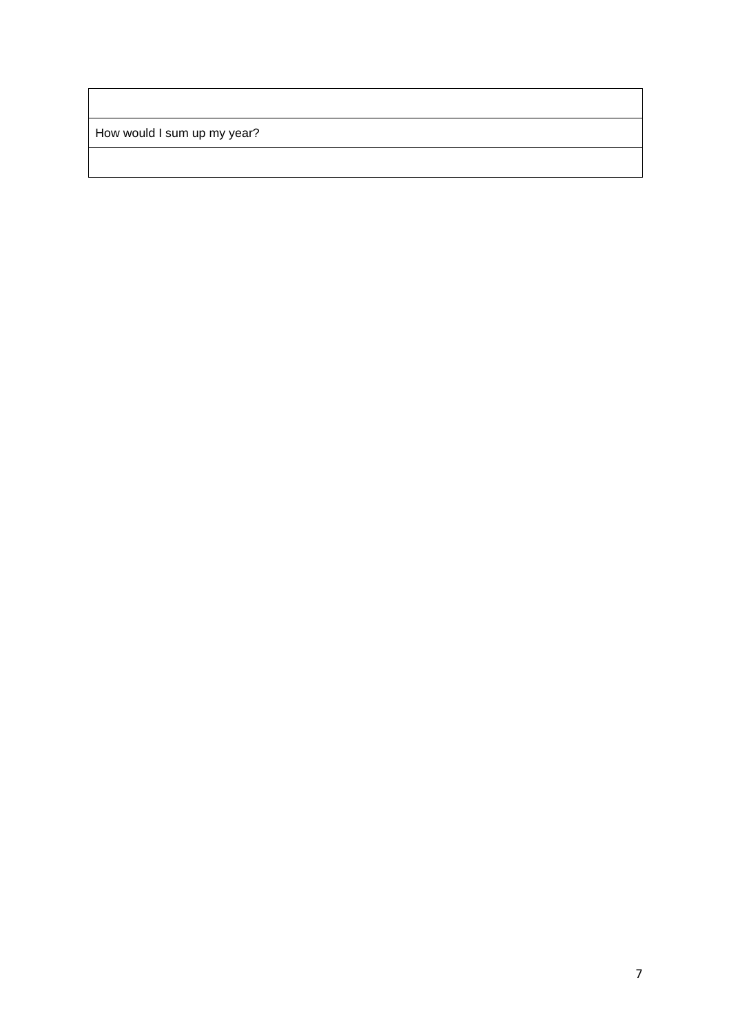| |
|---|
| How would I sum up my year? |
| |